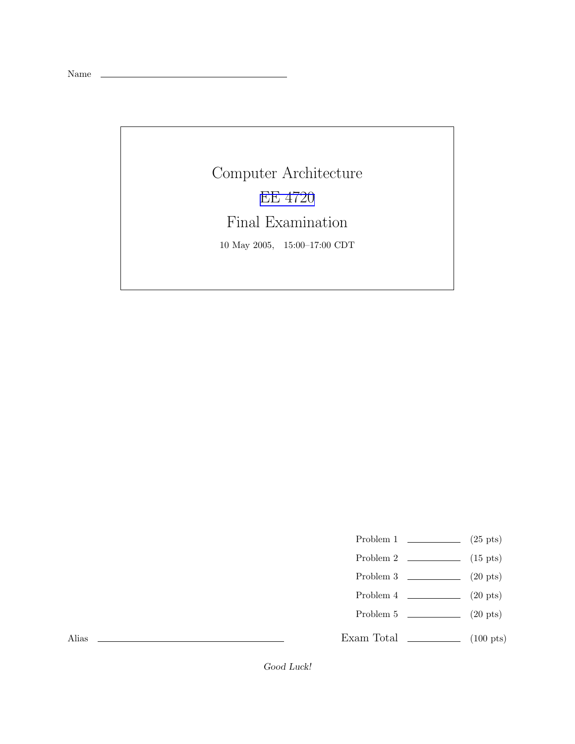Name \_\_\_\_\_\_\_\_\_\_\_\_\_\_\_\_\_\_\_\_\_\_\_\_\_\_\_\_

# Computer Architecture

## EE 4720

## Final Examination

10 May 2005, 15:00–17:00 CDT

| | | |
|---|---|---|
| Problem 1 | \_\_\_\_\_\_\_\_ | (25 pts) |
| Problem 2 | \_\_\_\_\_\_\_\_ | (15 pts) |
| Problem 3 | \_\_\_\_\_\_\_\_ | (20 pts) |
| Problem 4 | \_\_\_\_\_\_\_\_ | (20 pts) |
| Problem 5 | \_\_\_\_\_\_\_\_ | (20 pts) |
| Exam Total | \_\_\_\_\_\_\_\_ | (100 pts) |

Alias \_\_\_\_\_\_\_\_\_\_\_\_\_\_\_\_\_\_\_\_\_\_\_\_\_\_\_\_

*Good Luck!*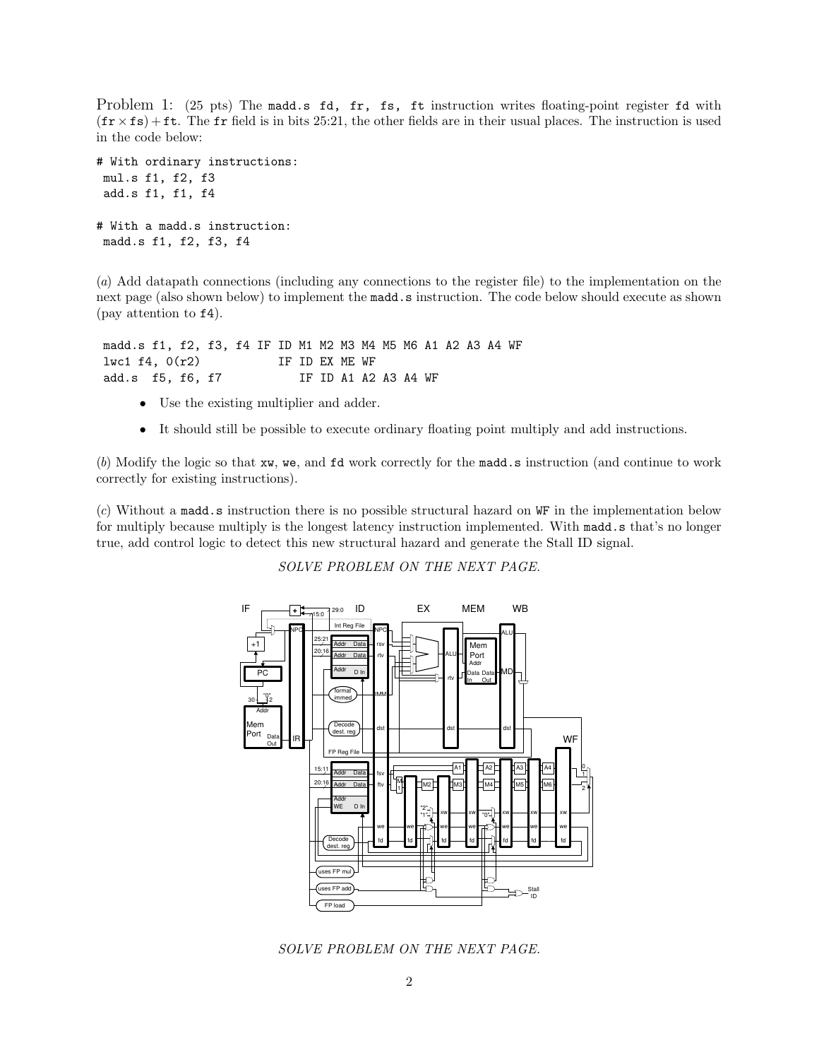Problem 1: (25 pts) The `madd.s fd, fr, fs, ft` instruction writes floating-point register `fd` with $(\texttt{fr} \times \texttt{fs}) + \texttt{ft}$. The `fr` field is in bits 25:21, the other fields are in their usual places. The instruction is used in the code below:

```
# With ordinary instructions:
 mul.s f1, f2, f3
 add.s f1, f1, f4

# With a madd.s instruction:
 madd.s f1, f2, f3, f4
```

(*a*) Add datapath connections (including any connections to the register file) to the implementation on the next page (also shown below) to implement the `madd.s` instruction. The code below should execute as shown (pay attention to `f4`).

```
 madd.s f1, f2, f3, f4 IF ID M1 M2 M3 M4 M5 M6 A1 A2 A3 A4 WF
 lwc1 f4, 0(r2)           IF ID EX ME WF
 add.s  f5, f6, f7           IF ID A1 A2 A3 A4 WF
```

- Use the existing multiplier and adder.
- It should still be possible to execute ordinary floating point multiply and add instructions.

(*b*) Modify the logic so that `xw`, `we`, and `fd` work correctly for the `madd.s` instruction (and continue to work correctly for existing instructions).

(*c*) Without a `madd.s` instruction there is no possible structural hazard on `WF` in the implementation below for multiply because multiply is the longest latency instruction implemented. With `madd.s` that's no longer true, add control logic to detect this new structural hazard and generate the Stall ID signal.

*SOLVE PROBLEM ON THE NEXT PAGE.*

*SOLVE PROBLEM ON THE NEXT PAGE.*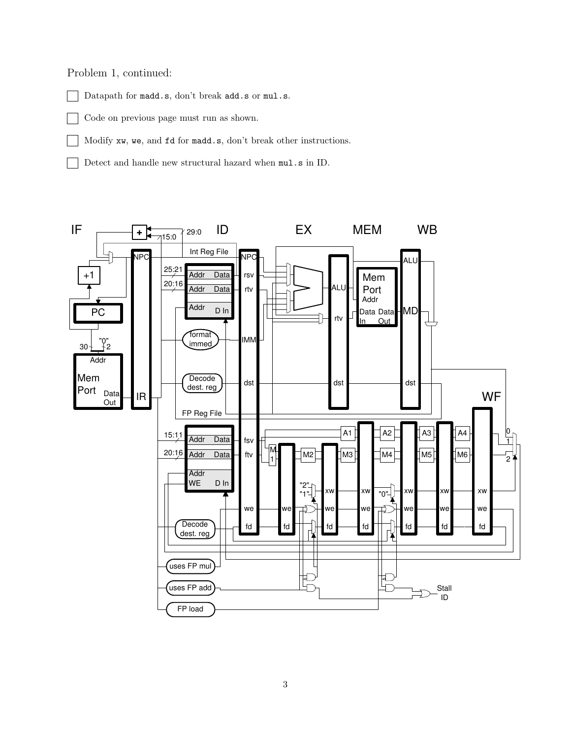Problem 1, continued:

- [ ] Datapath for `madd.s`, don't break `add.s` or `mul.s`.
- [ ] Code on previous page must run as shown.
- [ ] Modify `xw`, `we`, and `fd` for `madd.s`, don't break other instructions.
- [ ] Detect and handle new structural hazard when `mul.s` in ID.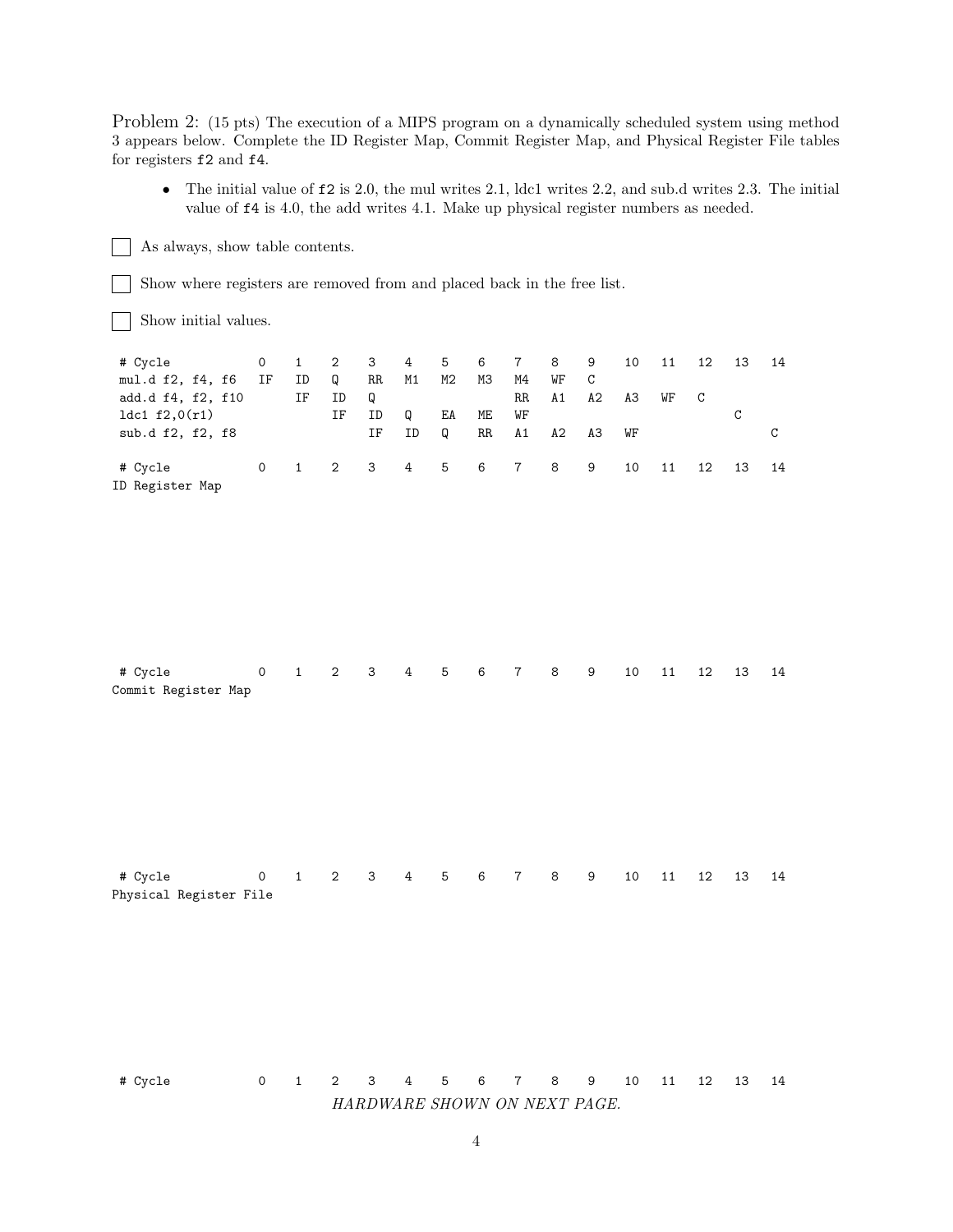Problem 2: (15 pts) The execution of a MIPS program on a dynamically scheduled system using method 3 appears below. Complete the ID Register Map, Commit Register Map, and Physical Register File tables for registers f2 and f4.

- The initial value of f2 is 2.0, the mul writes 2.1, ldc1 writes 2.2, and sub.d writes 2.3. The initial value of f4 is 4.0, the add writes 4.1. Make up physical register numbers as needed.

☐ As always, show table contents.

☐ Show where registers are removed from and placed back in the free list.

☐ Show initial values.

```
# Cycle          0   1   2   3   4   5   6   7   8   9   10  11  12  13  14
mul.d f2, f4, f6  IF  ID  Q   RR  M1  M2  M3  M4  WF  C
add.d f4, f2, f10     IF  ID  Q               RR  A1  A2  A3  WF  C
ldc1 f2,0(r1)             IF  ID  Q   EA  ME  WF                      C
sub.d f2, f2, f8              IF  ID  Q   RR  A1  A2  A3  WF              C

# Cycle          0   1   2   3   4   5   6   7   8   9   10  11  12  13  14
ID Register Map
```

```
# Cycle          0   1   2   3   4   5   6   7   8   9   10  11  12  13  14
Commit Register Map
```

```
# Cycle          0   1   2   3   4   5   6   7   8   9   10  11  12  13  14
Physical Register File
```

```
# Cycle          0   1   2   3   4   5   6   7   8   9   10  11  12  13  14
```

*HARDWARE SHOWN ON NEXT PAGE.*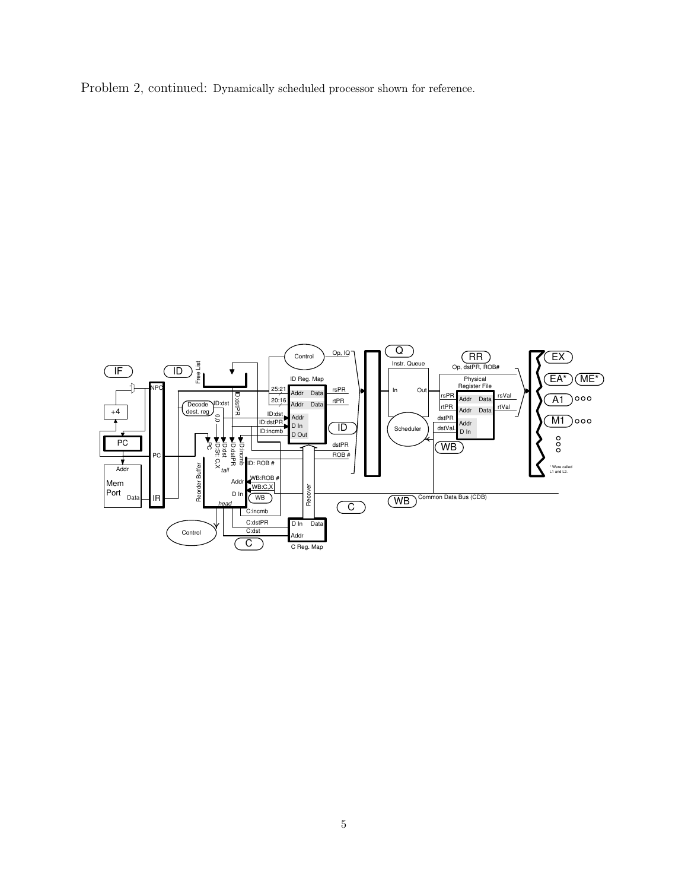Problem 2, continued: Dynamically scheduled processor shown for reference.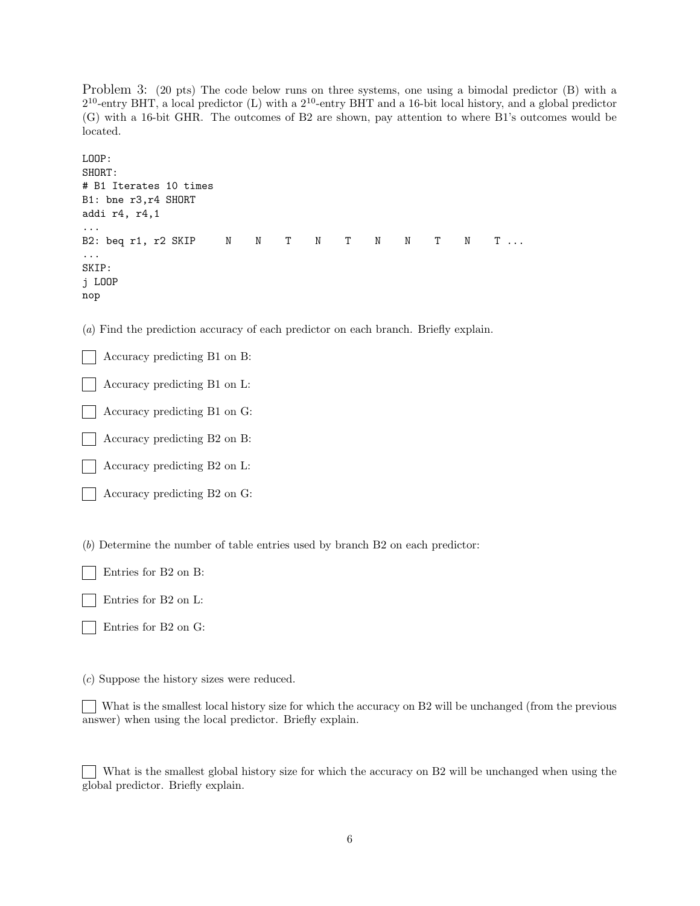Problem 3: (20 pts) The code below runs on three systems, one using a bimodal predictor (B) with a $2^{10}$-entry BHT, a local predictor (L) with a $2^{10}$-entry BHT and a 16-bit local history, and a global predictor (G) with a 16-bit GHR. The outcomes of B2 are shown, pay attention to where B1's outcomes would be located.

```
LOOP:
SHORT:
# B1 Iterates 10 times
B1: bne r3,r4 SHORT
addi r4, r4,1
...
B2: beq r1, r2 SKIP     N    N    T    N    T    N    N    T    N    T ...
...
SKIP:
j LOOP
nop
```

(*a*) Find the prediction accuracy of each predictor on each branch. Briefly explain.

☐ Accuracy predicting B1 on B:

☐ Accuracy predicting B1 on L:

☐ Accuracy predicting B1 on G:

☐ Accuracy predicting B2 on B:

☐ Accuracy predicting B2 on L:

☐ Accuracy predicting B2 on G:

(*b*) Determine the number of table entries used by branch B2 on each predictor:

☐ Entries for B2 on B:

☐ Entries for B2 on L:

☐ Entries for B2 on G:

(*c*) Suppose the history sizes were reduced.

☐ What is the smallest local history size for which the accuracy on B2 will be unchanged (from the previous answer) when using the local predictor. Briefly explain.

☐ What is the smallest global history size for which the accuracy on B2 will be unchanged when using the global predictor. Briefly explain.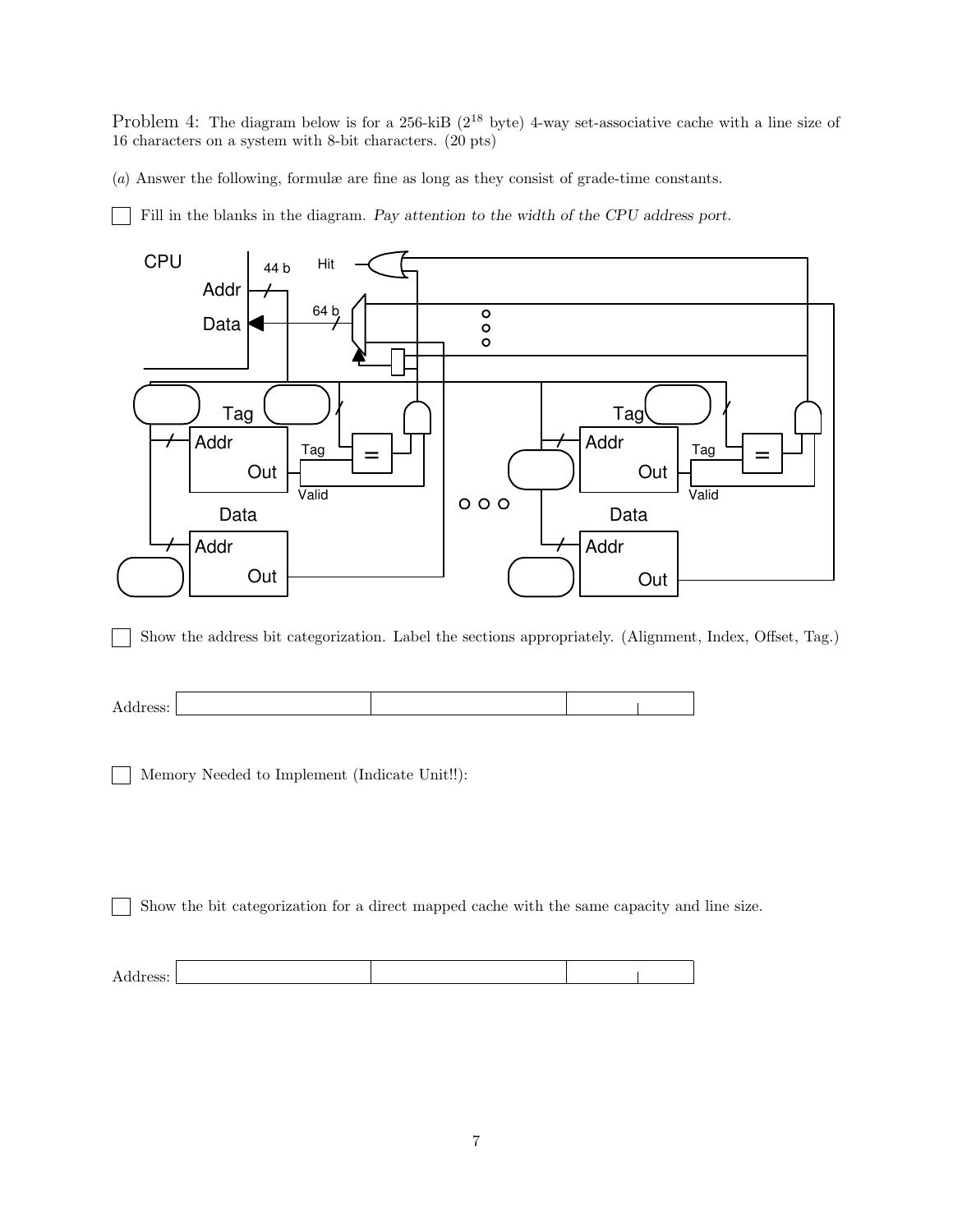Problem 4: The diagram below is for a 256-kiB ($2^{18}$ byte) 4-way set-associative cache with a line size of 16 characters on a system with 8-bit characters. (20 pts)

(*a*) Answer the following, formulæ are fine as long as they consist of grade-time constants.

☐ Fill in the blanks in the diagram. *Pay attention to the width of the CPU address port.*

CPU

Addr 44 b

Data 64 b

Hit

Tag

Addr

Out

Tag

Valid

Data

Addr

Out

Tag

Addr

Out

Tag

Valid

Data

Addr

Out

☐ Show the address bit categorization. Label the sections appropriately. (Alignment, Index, Offset, Tag.)

Address:

☐ Memory Needed to Implement (Indicate Unit!!):

☐ Show the bit categorization for a direct mapped cache with the same capacity and line size.

Address: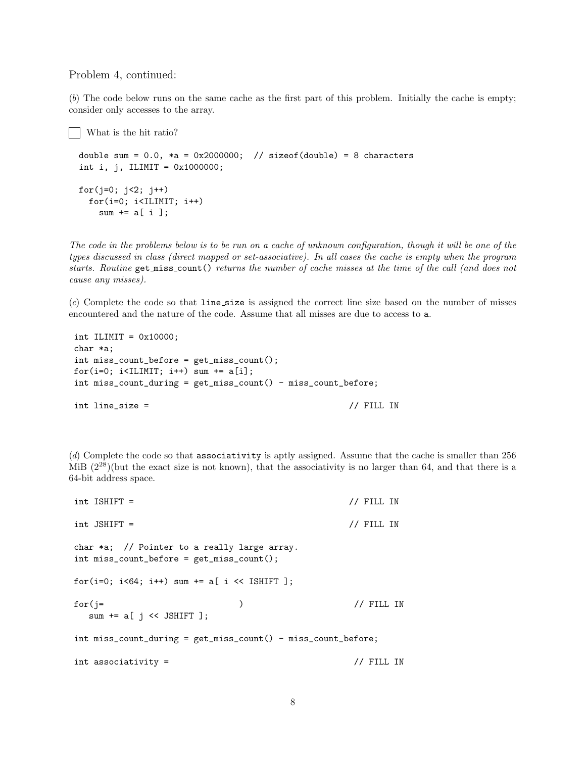Problem 4, continued:

(*b*) The code below runs on the same cache as the first part of this problem. Initially the cache is empty; consider only accesses to the array.

☐ What is the hit ratio?

```
double sum = 0.0, *a = 0x2000000;  // sizeof(double) = 8 characters
int i, j, ILIMIT = 0x1000000;

for(j=0; j<2; j++)
  for(i=0; i<ILIMIT; i++)
    sum += a[ i ];
```

*The code in the problems below is to be run on a cache of unknown configuration, though it will be one of the types discussed in class (direct mapped or set-associative). In all cases the cache is empty when the program starts. Routine* `get_miss_count()` *returns the number of cache misses at the time of the call (and does not cause any misses).*

(*c*) Complete the code so that `line_size` is assigned the correct line size based on the number of misses encountered and the nature of the code. Assume that all misses are due to access to `a`.

```
int ILIMIT = 0x10000;
char *a;
int miss_count_before = get_miss_count();
for(i=0; i<ILIMIT; i++) sum += a[i];
int miss_count_during = get_miss_count() - miss_count_before;

int line_size =                                       // FILL IN
```

(*d*) Complete the code so that `associativity` is aptly assigned. Assume that the cache is smaller than 256 MiB ($2^{28}$)(but the exact size is not known), that the associativity is no larger than 64, and that there is a 64-bit address space.

```
int ISHIFT =                                          // FILL IN

int JSHIFT =                                          // FILL IN

char *a;  // Pointer to a really large array.
int miss_count_before = get_miss_count();

for(i=0; i<64; i++) sum += a[ i << ISHIFT ];

for(j=                            )                    // FILL IN
   sum += a[ j << JSHIFT ];

int miss_count_during = get_miss_count() - miss_count_before;

int associativity =                                    // FILL IN
```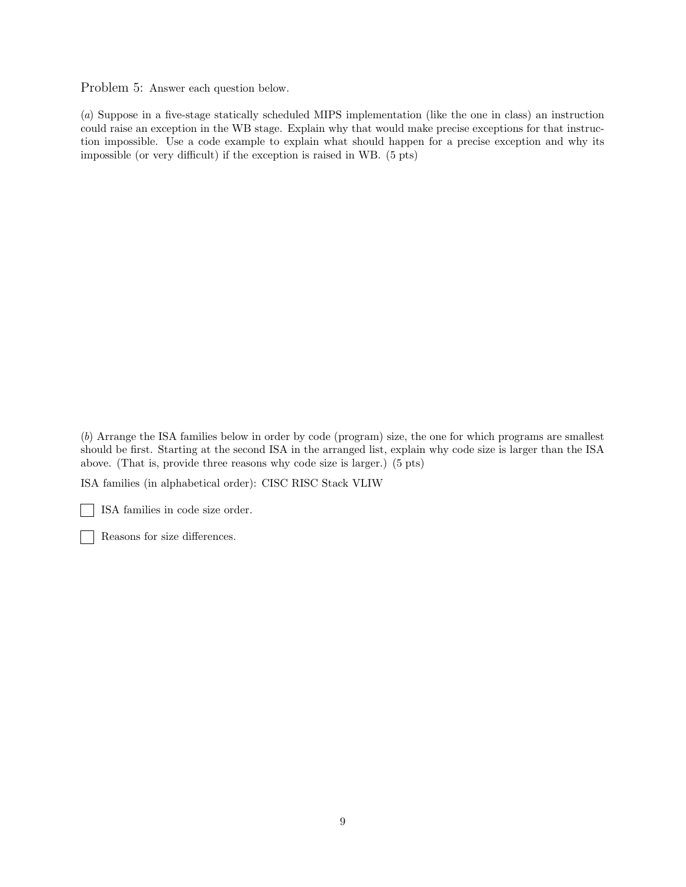Problem 5: Answer each question below.

(*a*) Suppose in a five-stage statically scheduled MIPS implementation (like the one in class) an instruction could raise an exception in the WB stage. Explain why that would make precise exceptions for that instruction impossible. Use a code example to explain what should happen for a precise exception and why its impossible (or very difficult) if the exception is raised in WB. (5 pts)

(*b*) Arrange the ISA families below in order by code (program) size, the one for which programs are smallest should be first. Starting at the second ISA in the arranged list, explain why code size is larger than the ISA above. (That is, provide three reasons why code size is larger.) (5 pts)

ISA families (in alphabetical order): CISC RISC Stack VLIW

☐ ISA families in code size order.

☐ Reasons for size differences.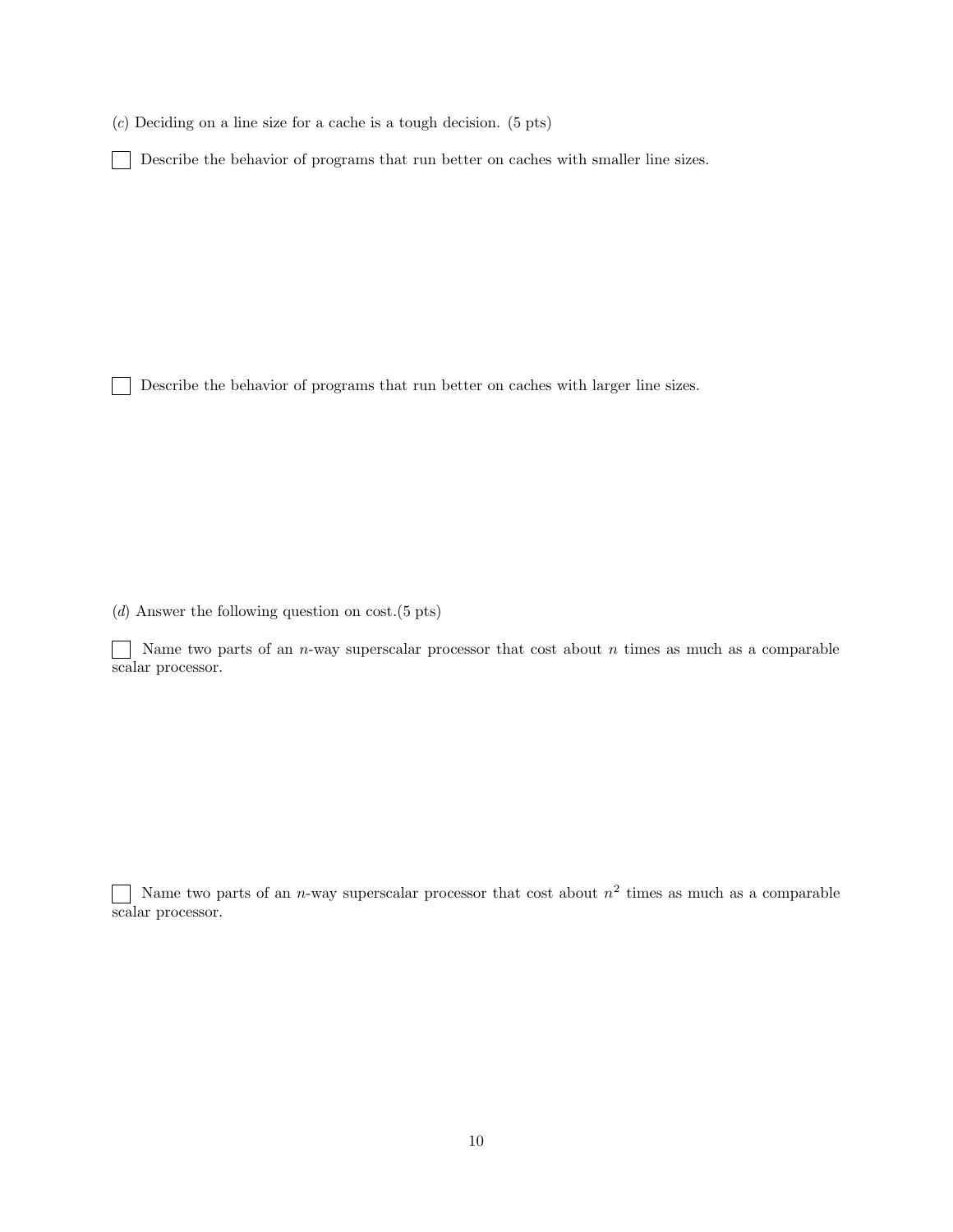(*c*) Deciding on a line size for a cache is a tough decision. (5 pts)

☐ Describe the behavior of programs that run better on caches with smaller line sizes.

☐ Describe the behavior of programs that run better on caches with larger line sizes.

(*d*) Answer the following question on cost.(5 pts)

☐ Name two parts of an $n$-way superscalar processor that cost about $n$ times as much as a comparable scalar processor.

☐ Name two parts of an $n$-way superscalar processor that cost about $n^2$ times as much as a comparable scalar processor.